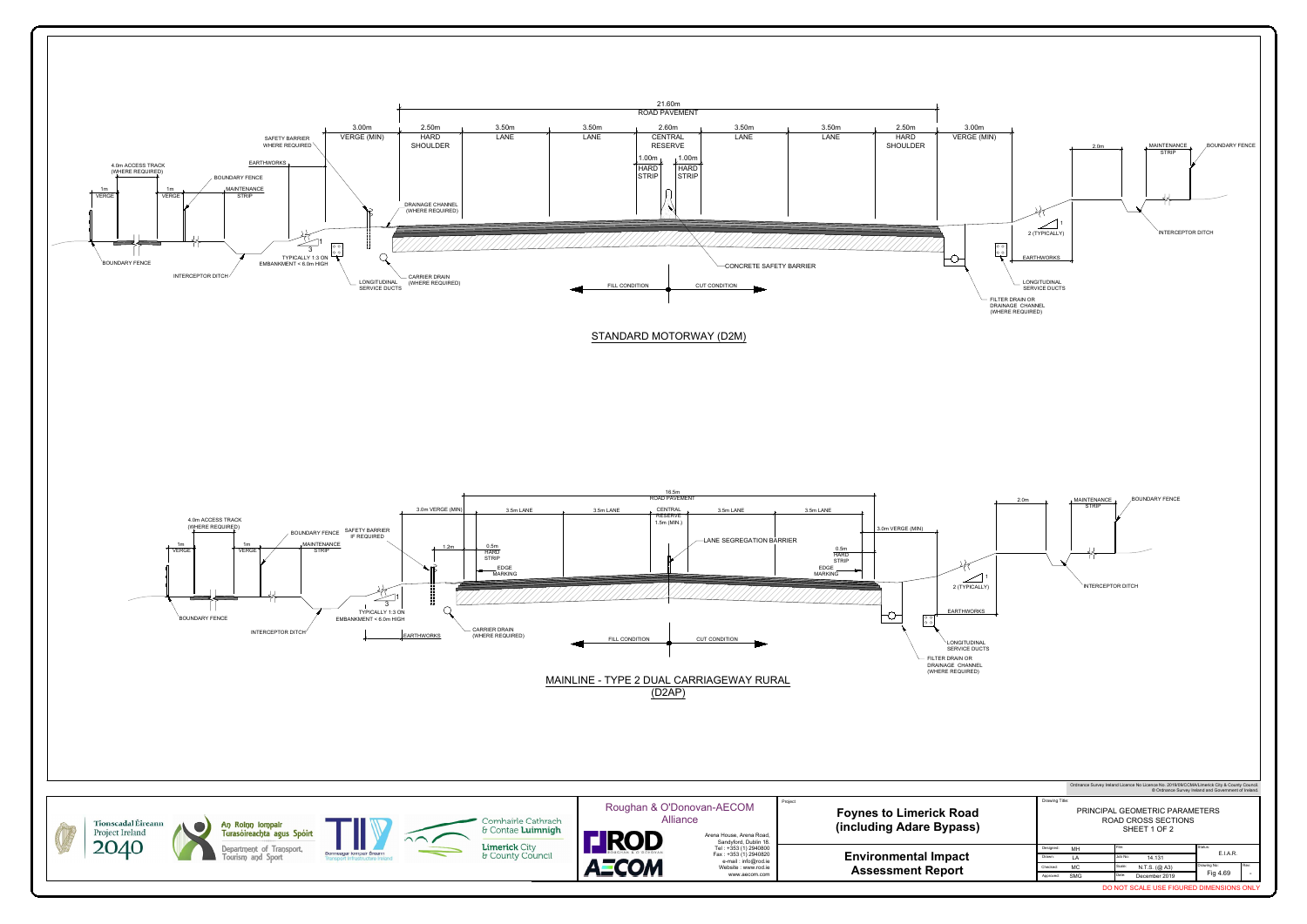## STANDARD MOTORWAY (D2M)

21.60m ROAD PAVEMENT

3.00m VERGE (MIN) | 2.50m HARD SHOULDER | 3.50m LANE | 3.50m LANE | 2.60m CENTRAL RESERVE | 3.50m LANE | 3.50m LANE | 2.50m HARD SHOULDER | 3.00m VERGE (MIN)

1.00m HARD STRIP | 1.00m HARD STRIP

4.0m ACCESS TRACK (WHERE REQUIRED)
1m VERGE
1m VERGE
SAFETY BARRIER WHERE REQUIRED
EARTHWORKS
BOUNDARY FENCE
MAINTENANCE STRIP
DRAINAGE CHANNEL (WHERE REQUIRED)
3
1
TYPICALLY 1:3 ON EMBANKMENT < 6.0m HIGH
BOUNDARY FENCE
INTERCEPTOR DITCH
LONGITUDINAL SERVICE DUCTS
CARRIER DRAIN (WHERE REQUIRED)
CONCRETE SAFETY BARRIER
FILL CONDITION
CUT CONDITION
2.0m
MAINTENANCE STRIP
BOUNDARY FENCE
1
2 (TYPICALLY)
INTERCEPTOR DITCH
EARTHWORKS
LONGITUDINAL SERVICE DUCTS
FILTER DRAIN OR DRAINAGE CHANNEL (WHERE REQUIRED)

## MAINLINE - TYPE 2 DUAL CARRIAGEWAY RURAL (D2AP)

16.5m ROAD PAVEMENT

3.0m VERGE (MIN) | 3.5m LANE | 3.5m LANE | CENTRAL RESERVE 1.5m (MIN.) | 3.5m LANE | 3.5m LANE | 3.0m VERGE (MIN)

4.0m ACCESS TRACK (WHERE REQUIRED)
1m VERGE
1m VERGE
BOUNDARY FENCE
MAINTENANCE STRIP
SAFETY BARRIER IF REQUIRED
1.2m
0.5m HARD STRIP
EDGE MARKING
LANE SEGREGATION BARRIER
0.5m HARD STRIP
EDGE MARKING
3
1
TYPICALLY 1:3 ON EMBANKMENT < 6.0m HIGH
BOUNDARY FENCE
INTERCEPTOR DITCH
EARTHWORKS
CARRIER DRAIN (WHERE REQUIRED)
FILL CONDITION
CUT CONDITION
2.0m
MAINTENANCE STRIP
BOUNDARY FENCE
1
2 (TYPICALLY)
INTERCEPTOR DITCH
EARTHWORKS
LONGITUDINAL SERVICE DUCTS
FILTER DRAIN OR DRAINAGE CHANNEL (WHERE REQUIRED)

Ordnance Survey Ireland Licence No Licence No. 2019/09/CCMA/Limerick City & County Council. © Ordnance Survey Ireland and Government of Ireland.

Tionscadal Éireann Project Ireland 2040
An Roinn Iompair Turasóireachta agus Spóirt / Department of Transport, Tourism and Sport
TII Bonneagar Iompair Éireann / Transport Infrastructure Ireland
Comhairle Cathrach & Contae Luimnigh / Limerick City & County Council

Roughan & O'Donovan-AECOM Alliance
RODAN / AECOM
Arena House, Arena Road, Sandyford, Dublin 18.
Tel : +353 (1) 2940800
Fax : +353 (1) 2940820
e-mail : info@rod.ie
Website : www.rod.ie
www.aecom.com

Project: **Foynes to Limerick Road (including Adare Bypass)**

**Environmental Impact Assessment Report**

Drawing Title: PRINCIPAL GEOMETRIC PARAMETERS ROAD CROSS SECTIONS SHEET 1 OF 2

| Designed: MH | File: | Status: E.I.A.R. |
|---|---|---|
| Drawn: LA | Job No: 14.131 | |
| Checked: MC | Scale: N.T.S. (@ A3) | Drawing No: Fig 4.69 Rev: - |
| Approved: SMG | Date: December 2019 | |

DO NOT SCALE USE FIGURED DIMENSIONS ONLY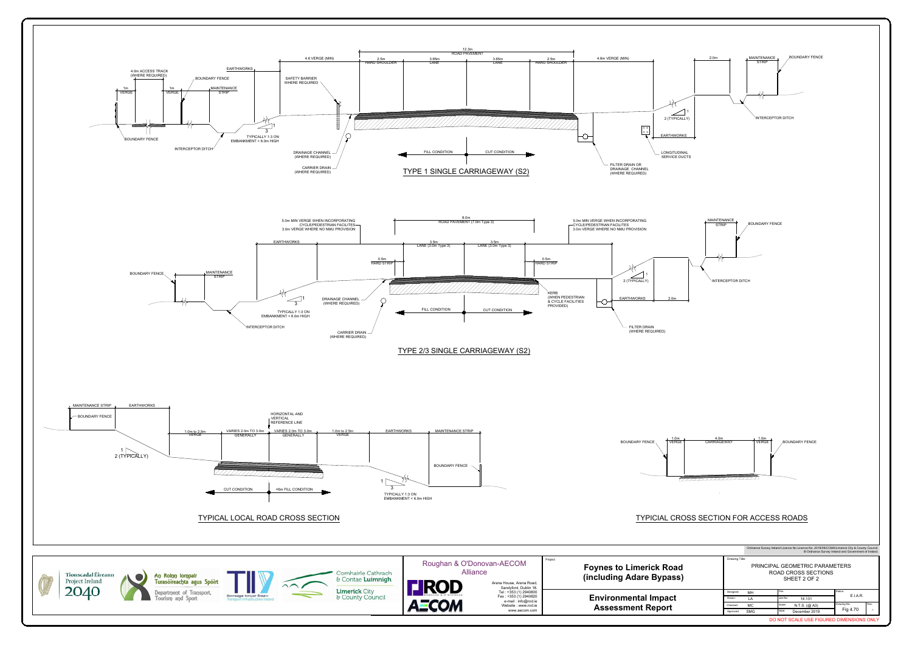## TYPE 1 SINGLE CARRIAGEWAY (S2)

12.3m
ROAD PAVEMENT

4.0m ACCESS TRACK (WHERE REQUIRED)
1m VERGE
1m VERGE
BOUNDARY FENCE
MAINTENANCE STRIP
EARTHWORKS
4.6 VERGE (MIN)
2.5m HARD SHOULDER
3.65m LANE
3.65m LANE
2.5m HARD SHOULDER
4.6m VERGE (MIN)
2.0m
MAINTENANCE STRIP
BOUNDARY FENCE
SAFETY BARRIER WHERE REQUIRED
1
3
TYPICALLY 1:3 ON EMBANKMENT < 6.0m HIGH
BOUNDARY FENCE
INTERCEPTOR DITCH
DRAINAGE CHANNEL (WHERE REQUIRED)
CARRIER DRAIN (WHERE REQUIRED)
FILL CONDITION
CUT CONDITION
FILTER DRAIN OR DRAINAGE CHANNEL (WHERE REQUIRED)
1
2 (TYPICALLY)
EARTHWORKS
LONGITUDINAL SERVICE DUCTS
INTERCEPTOR DITCH

## TYPE 2/3 SINGLE CARRIAGEWAY (S2)

8.0m
ROAD PAVEMENT (7.0m Type 3)

5.0m MIN VERGE WHEN INCORPORATING CYCLE/PEDESTRIAN FACILITES
3.0m VERGE WHERE NO NMU PROVISION
5.0m MIN VERGE WHEN INCORPORATING CYCLE/PEDESTRIAN FACILITES
3.0m VERGE WHERE NO NMU PROVISION
EARTHWORKS
3.5m LANE (3.0m Type 3)
3.5m LANE (3.0m Type 3)
0.5m HARD STRIP
0.5m HARD STRIP
MAINTENANCE STRIP
BOUNDARY FENCE
BOUNDARY FENCE
MAINTENANCE STRIP
1
3
TYPICALLY 1:3 ON EMBANKMENT < 6.0m HIGH
INTERCEPTOR DITCH
DRAINAGE CHANNEL (WHERE REQUIRED)
CARRIER DRAIN (WHERE REQUIRED)
FILL CONDITION
CUT CONDITION
KERB (WHEN PEDESTRIAN & CYCLE FACILITIES PROVIDED)
1
2 (TYPICALLY)
EARTHWORKS
2.0m
FILTER DRAIN (WHERE REQUIRED)
INTERCEPTOR DITCH

## TYPICAL LOCAL ROAD CROSS SECTION

MAINTENANCE STRIP
EARTHWORKS
BOUNDARY FENCE
HORIZONTAL AND VERTICAL REFERENCE LINE
1.0m to 2.5m VERGE
VARIES 2.0m TO 3.0m GENERALLY
VARIES 2.0m TO 3.0m GENERALLY
1.0m to 2.5m VERGE
EARTHWORKS
MAINTENANCE STRIP
1
2 (TYPICALLY)
BOUNDARY FENCE
CUT CONDITION
<6m FILL CONDITION
1
3
TYPICALLY 1:3 ON EMBANKMENT < 6.0m HIGH

## TYPICIAL CROSS SECTION FOR ACCESS ROADS

BOUNDARY FENCE
1.0m VERGE
4.0m CARRIAGEWAY
1.0m VERGE
BOUNDARY FENCE

Ordnance Survey Ireland Licence No. Licence No. 2019/09/CCMA/Limerick City & County Council. © Ordnance Survey Ireland and Government of Ireland.

Tionscadal Éireann Project Ireland 2040
An Roinn Iompair Turasóireachta agus Spóirt
Department of Transport, Tourism and Sport
Bonneagar Iompair Éireann Transport Infrastructure Ireland
Comhairle Cathrach & Contae Luimnigh
Limerick City & County Council

Roughan & O'Donovan-AECOM Alliance
ROD
AECOM
Arena House, Arena Road, Sandyford, Dublin 18.
Tel : +353 (1) 2940800
Fax : +353 (1) 2940820
e-mail : info@rod.ie
Website : www.rod.ie
www.aecom.com

Project: **Foynes to Limerick Road (including Adare Bypass)**

**Environmental Impact Assessment Report**

Drawing Title: PRINCIPAL GEOMETRIC PARAMETERS ROAD CROSS SECTIONS SHEET 2 OF 2

| | | | | | |
|---|---|---|---|---|---|
| Designed: | MH | File: | | Status: | E.I.A.R. |
| Drawn: | LA | Job No: | 14.131 | | |
| Checked: | MC | Scale: | N.T.S. (@ A3) | Drawing No: | Fig 4.70 |
| Approved: | SMG | Date: | December 2019 | Rev: | - |

DO NOT SCALE USE FIGURED DIMENSIONS ONLY